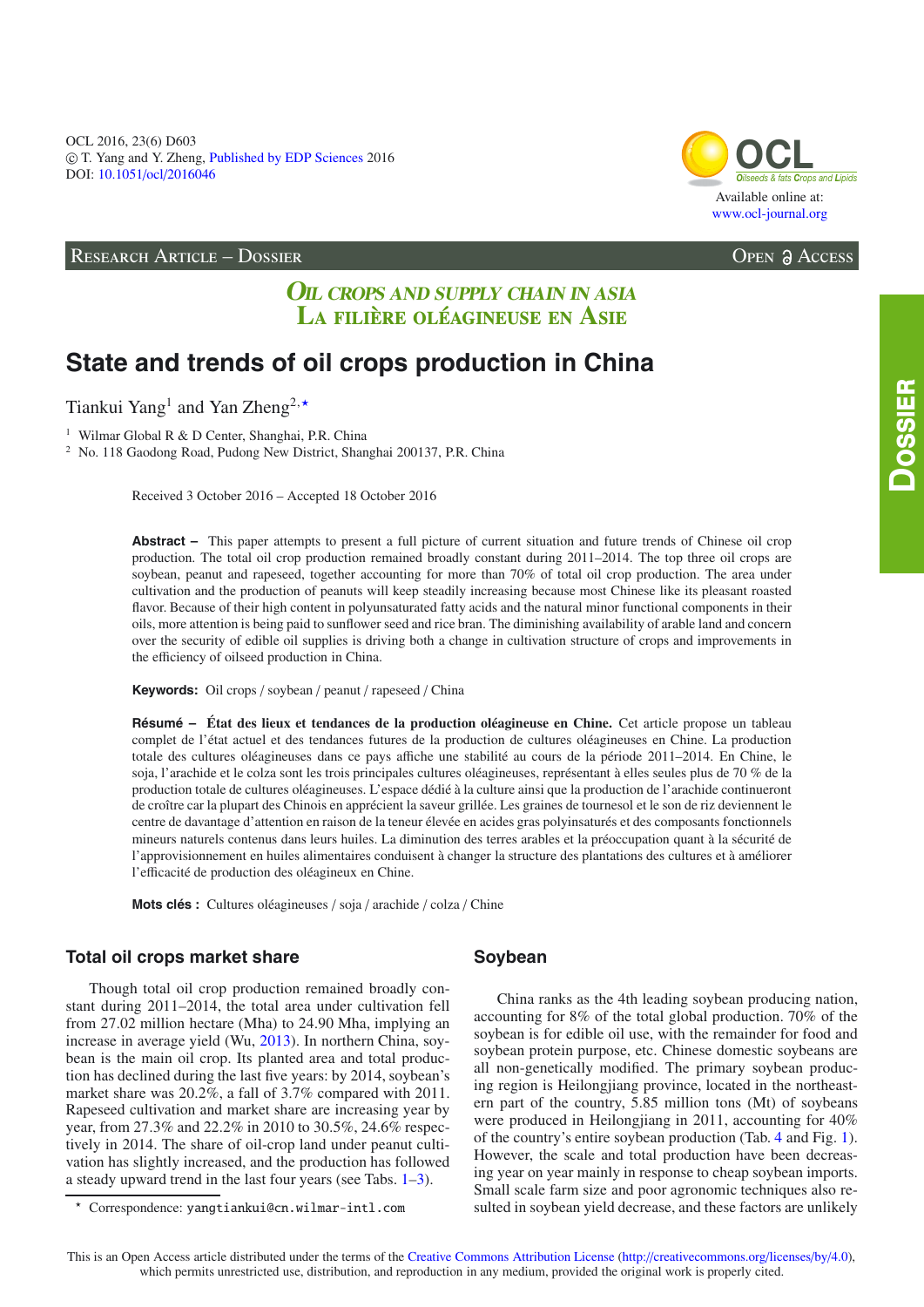OCL 2016, 23(6) D603
© T. Yang and Y. Zheng, Published by EDP Sciences 2016
DOI: 10.1051/ocl/2016046

Available online at:
www.ocl-journal.org

Research Article – Dossier

Open Access

*Oil crops and supply chain in Asia*
*La filière oléagineuse en Asie*

# State and trends of oil crops production in China

Tiankui Yang[1] and Yan Zheng[2,⋆]

[1] Wilmar Global R & D Center, Shanghai, P.R. China
[2] No. 118 Gaodong Road, Pudong New District, Shanghai 200137, P.R. China

Received 3 October 2016 – Accepted 18 October 2016

**Abstract –** This paper attempts to present a full picture of current situation and future trends of Chinese oil crop production. The total oil crop production remained broadly constant during 2011–2014. The top three oil crops are soybean, peanut and rapeseed, together accounting for more than 70% of total oil crop production. The area under cultivation and the production of peanuts will keep steadily increasing because most Chinese like its pleasant roasted flavor. Because of their high content in polyunsaturated fatty acids and the natural minor functional components in their oils, more attention is being paid to sunflower seed and rice bran. The diminishing availability of arable land and concern over the security of edible oil supplies is driving both a change in cultivation structure of crops and improvements in the efficiency of oilseed production in China.

**Keywords:** Oil crops / soybean / peanut / rapeseed / China

**Résumé – État des lieux et tendances de la production oléagineuse en Chine.** Cet article propose un tableau complet de l'état actuel et des tendances futures de la production de cultures oléagineuses en Chine. La production totale des cultures oléagineuses dans ce pays affiche une stabilité au cours de la période 2011–2014. En Chine, le soja, l'arachide et le colza sont les trois principales cultures oléagineuses, représentant à elles seules plus de 70 % de la production totale de cultures oléagineuses. L'espace dédié à la culture ainsi que la production de l'arachide continueront de croître car la plupart des Chinois en apprécient la saveur grillée. Les graines de tournesol et le son de riz deviennent le centre de davantage d'attention en raison de la teneur élevée en acides gras polyinsaturés et des composants fonctionnels mineurs naturels contenus dans leurs huiles. La diminution des terres arables et la préoccupation quant à la sécurité de l'approvisionnement en huiles alimentaires conduisent à changer la structure des plantations des cultures et à améliorer l'efficacité de production des oléagineux en Chine.

**Mots clés :** Cultures oléagineuses / soja / arachide / colza / Chine

## Total oil crops market share

Though total oil crop production remained broadly constant during 2011–2014, the total area under cultivation fell from 27.02 million hectare (Mha) to 24.90 Mha, implying an increase in average yield (Wu, 2013). In northern China, soybean is the main oil crop. Its planted area and total production has declined during the last five years: by 2014, soybean's market share was 20.2%, a fall of 3.7% compared with 2011. Rapeseed cultivation and market share are increasing year by year, from 27.3% and 22.2% in 2010 to 30.5%, 24.6% respectively in 2014. The share of oil-crop land under peanut cultivation has slightly increased, and the production has followed a steady upward trend in the last four years (see Tabs. 1–3).

## Soybean

China ranks as the 4th leading soybean producing nation, accounting for 8% of the total global production. 70% of the soybean is for edible oil use, with the remainder for food and soybean protein purpose, etc. Chinese domestic soybeans are all non-genetically modified. The primary soybean producing region is Heilongjiang province, located in the northeastern part of the country, 5.85 million tons (Mt) of soybeans were produced in Heilongjiang in 2011, accounting for 40% of the country's entire soybean production (Tab. 4 and Fig. 1). However, the scale and total production have been decreasing year on year mainly in response to cheap soybean imports. Small scale farm size and poor agronomic techniques also resulted in soybean yield decrease, and these factors are unlikely

⋆ Correspondence: yangtiankui@cn.wilmar-intl.com

This is an Open Access article distributed under the terms of the Creative Commons Attribution License (http://creativecommons.org/licenses/by/4.0), which permits unrestricted use, distribution, and reproduction in any medium, provided the original work is properly cited.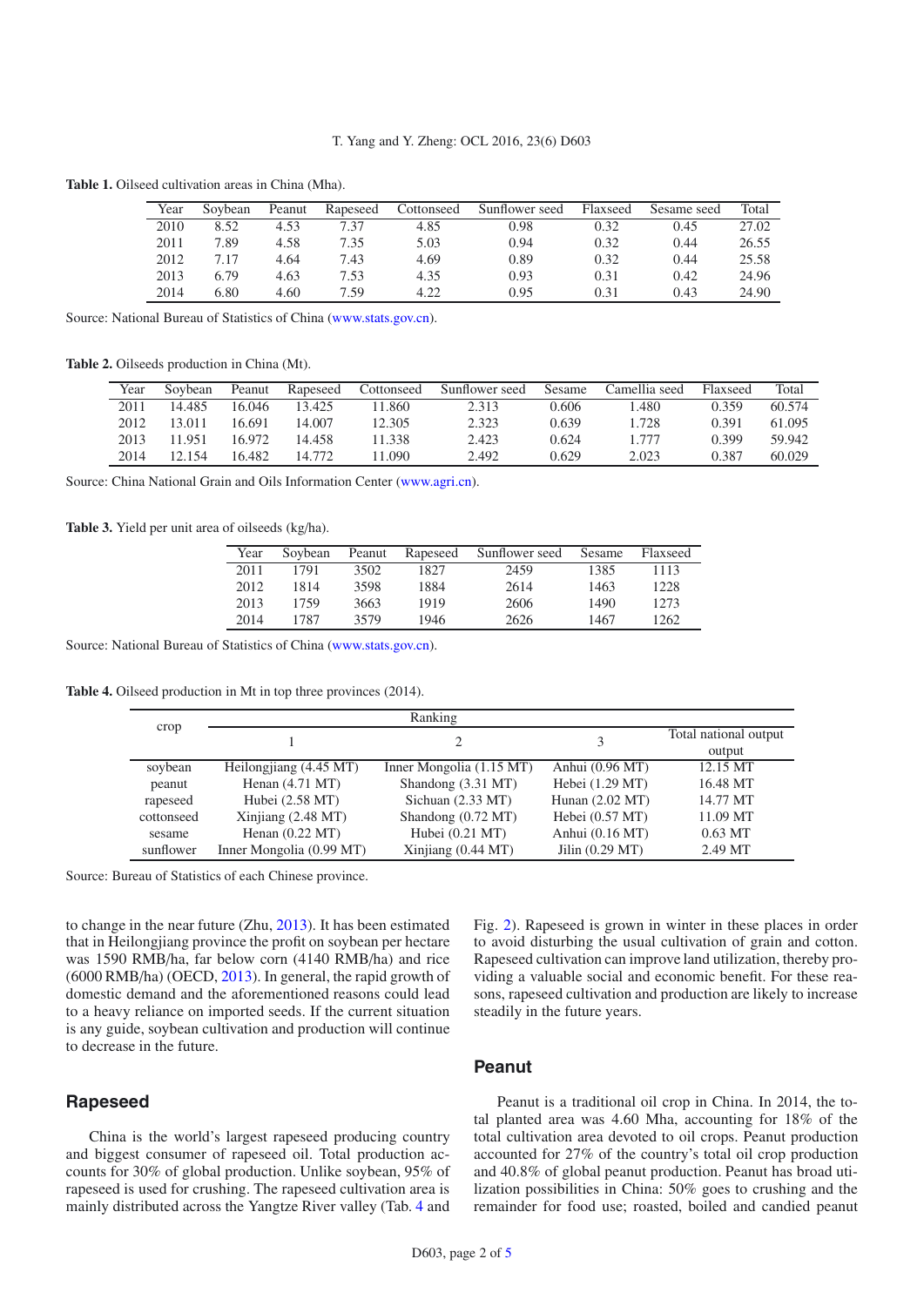**Table 1.** Oilseed cultivation areas in China (Mha).

| Year | Soybean | Peanut | Rapeseed | Cottonseed | Sunflower seed | Flaxseed | Sesame seed | Total |
|---|---|---|---|---|---|---|---|---|
| 2010 | 8.52 | 4.53 | 7.37 | 4.85 | 0.98 | 0.32 | 0.45 | 27.02 |
| 2011 | 7.89 | 4.58 | 7.35 | 5.03 | 0.94 | 0.32 | 0.44 | 26.55 |
| 2012 | 7.17 | 4.64 | 7.43 | 4.69 | 0.89 | 0.32 | 0.44 | 25.58 |
| 2013 | 6.79 | 4.63 | 7.53 | 4.35 | 0.93 | 0.31 | 0.42 | 24.96 |
| 2014 | 6.80 | 4.60 | 7.59 | 4.22 | 0.95 | 0.31 | 0.43 | 24.90 |

Source: National Bureau of Statistics of China (www.stats.gov.cn).

**Table 2.** Oilseeds production in China (Mt).

| Year | Soybean | Peanut | Rapeseed | Cottonseed | Sunflower seed | Sesame | Camellia seed | Flaxseed | Total |
|---|---|---|---|---|---|---|---|---|---|
| 2011 | 14.485 | 16.046 | 13.425 | 11.860 | 2.313 | 0.606 | 1.480 | 0.359 | 60.574 |
| 2012 | 13.011 | 16.691 | 14.007 | 12.305 | 2.323 | 0.639 | 1.728 | 0.391 | 61.095 |
| 2013 | 11.951 | 16.972 | 14.458 | 11.338 | 2.423 | 0.624 | 1.777 | 0.399 | 59.942 |
| 2014 | 12.154 | 16.482 | 14.772 | 11.090 | 2.492 | 0.629 | 2.023 | 0.387 | 60.029 |

Source: China National Grain and Oils Information Center (www.agri.cn).

**Table 3.** Yield per unit area of oilseeds (kg/ha).

| Year | Soybean | Peanut | Rapeseed | Sunflower seed | Sesame | Flaxseed |
|---|---|---|---|---|---|---|
| 2011 | 1791 | 3502 | 1827 | 2459 | 1385 | 1113 |
| 2012 | 1814 | 3598 | 1884 | 2614 | 1463 | 1228 |
| 2013 | 1759 | 3663 | 1919 | 2606 | 1490 | 1273 |
| 2014 | 1787 | 3579 | 1946 | 2626 | 1467 | 1262 |

Source: National Bureau of Statistics of China (www.stats.gov.cn).

**Table 4.** Oilseed production in Mt in top three provinces (2014).

| crop | Ranking | | | |
|---|---|---|---|---|
| | 1 | 2 | 3 | Total national output output |
| soybean | Heilongjiang (4.45 MT) | Inner Mongolia (1.15 MT) | Anhui (0.96 MT) | 12.15 MT |
| peanut | Henan (4.71 MT) | Shandong (3.31 MT) | Hebei (1.29 MT) | 16.48 MT |
| rapeseed | Hubei (2.58 MT) | Sichuan (2.33 MT) | Hunan (2.02 MT) | 14.77 MT |
| cottonseed | Xinjiang (2.48 MT) | Shandong (0.72 MT) | Hebei (0.57 MT) | 11.09 MT |
| sesame | Henan (0.22 MT) | Hubei (0.21 MT) | Anhui (0.16 MT) | 0.63 MT |
| sunflower | Inner Mongolia (0.99 MT) | Xinjiang (0.44 MT) | Jilin (0.29 MT) | 2.49 MT |

Source: Bureau of Statistics of each Chinese province.

to change in the near future (Zhu, 2013). It has been estimated that in Heilongjiang province the profit on soybean per hectare was 1590 RMB/ha, far below corn (4140 RMB/ha) and rice (6000 RMB/ha) (OECD, 2013). In general, the rapid growth of domestic demand and the aforementioned reasons could lead to a heavy reliance on imported seeds. If the current situation is any guide, soybean cultivation and production will continue to decrease in the future.

## Rapeseed

China is the world's largest rapeseed producing country and biggest consumer of rapeseed oil. Total production accounts for 30% of global production. Unlike soybean, 95% of rapeseed is used for crushing. The rapeseed cultivation area is mainly distributed across the Yangtze River valley (Tab. 4 and Fig. 2). Rapeseed is grown in winter in these places in order to avoid disturbing the usual cultivation of grain and cotton. Rapeseed cultivation can improve land utilization, thereby providing a valuable social and economic benefit. For these reasons, rapeseed cultivation and production are likely to increase steadily in the future years.

## Peanut

Peanut is a traditional oil crop in China. In 2014, the total planted area was 4.60 Mha, accounting for 18% of the total cultivation area devoted to oil crops. Peanut production accounted for 27% of the country's total oil crop production and 40.8% of global peanut production. Peanut has broad utilization possibilities in China: 50% goes to crushing and the remainder for food use; roasted, boiled and candied peanut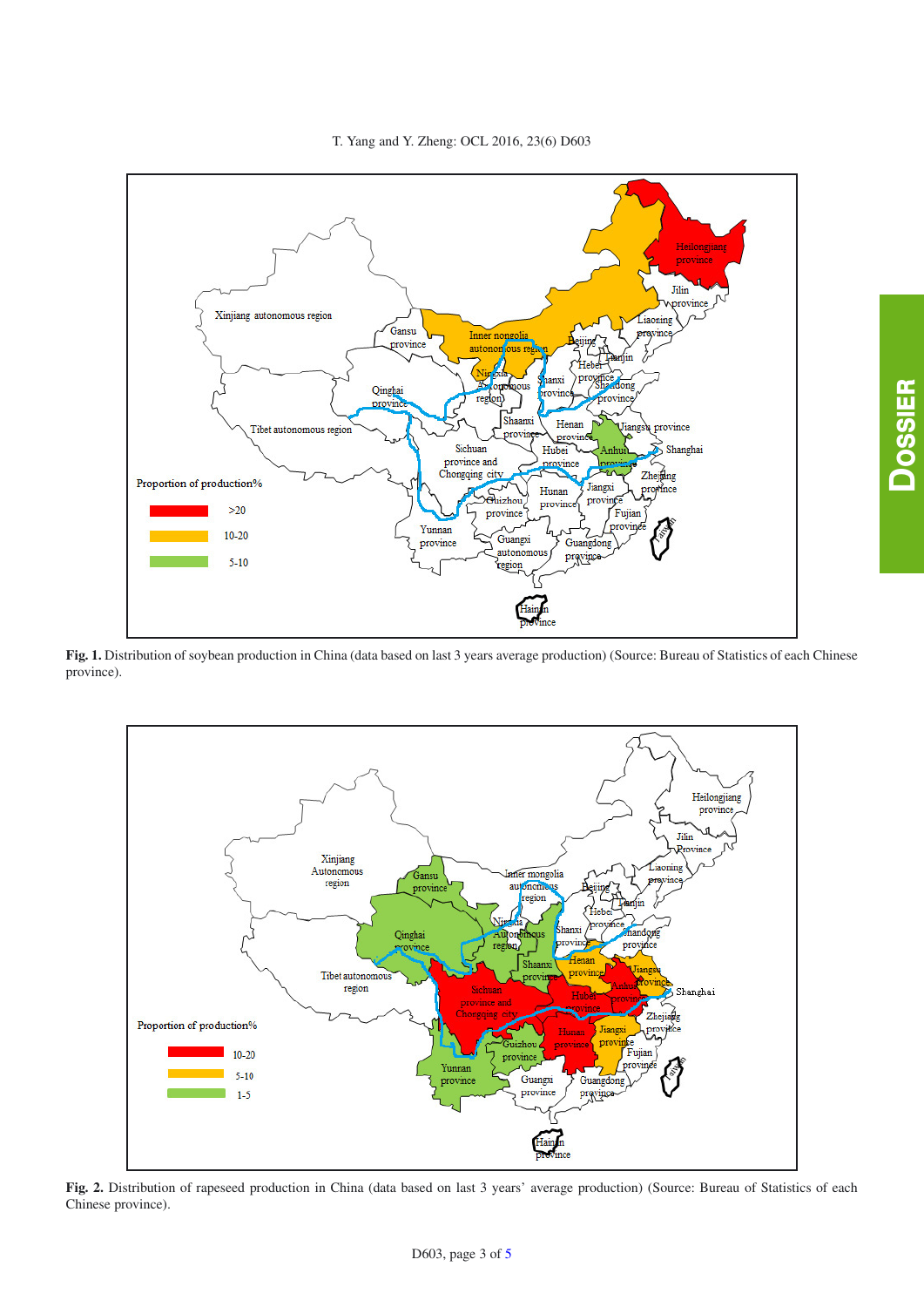Xinjiang autonomous region

Gansu province

Inner mongolia autonomous region

Heilongjiang province

Jilin province

Liaoning province

Beijing

Tianjin

Hebei province

Ningxia autonomous region

Shanxi province

Shandong province

Qinghai province

Tibet autonomous region

Shaanxi province

Henan province

Jiangsu province

Sichuan province and Chongqing city

Hubei province

Anhui province

Shanghai

Zhejiang province

Guizhou province

Hunan province

Jiangxi province

Fujian province

Yunnan province

Guangxi autonomous region

Guangdong province

Taiwan

Hainan province

Proportion of production%

>20

10-20

5-10

**Fig. 1.** Distribution of soybean production in China (data based on last 3 years average production) (Source: Bureau of Statistics of each Chinese province).

Xinjiang Autonomous region

Gansu province

Inner mongolia autonomous region

Heilongjiang province

Jilin Province

Liaoning province

Beijing

Tianjin

Hebei province

Qinghai province

Ningxia Autonomous region

Shanxi province

Shandong province

Tibet autonomous region

Shaanxi province

Henan province

Jiangsu province

Sichuan province and Chongqing city

Hubei province

Anhui province

Shanghai

Zhejiang province

Guizhou province

Hunan province

Jiangxi province

Fujian province

Yunnan province

Guangxi province

Guangdong province

Taiwan

Hainan province

Proportion of production%

10-20

5-10

1-5

**Fig. 2.** Distribution of rapeseed production in China (data based on last 3 years' average production) (Source: Bureau of Statistics of each Chinese province).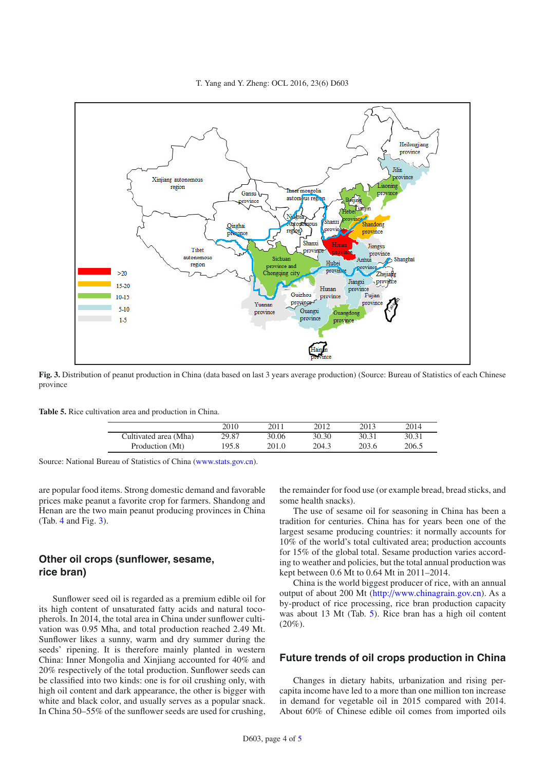Xinjiang autonomous region
Gansu province
Inner mongolia autonomous region
Heilongjiang province
Jilin province
Liaoning province
Beijing
Tianjin
Hebei province
Ningxia Autonomous region
Shanxi province
Shandong province
Qinghai province
Shanxi province
Henan province
Jiangsu province
Tibet autonomous region
Sichuan province and Chongqing city
Hubei province
Anhui province
Shanghai
Zhejiang province
Jiangxi province
Hunan province
Guizhou province
Fujian province
Yunnan province
Guangxi province
Guangdong province
Taiwan
Hainan province
>20
15-20
10-15
5-10
1-5

**Fig. 3.** Distribution of peanut production in China (data based on last 3 years average production) (Source: Bureau of Statistics of each Chinese province

**Table 5.** Rice cultivation area and production in China.

| | 2010 | 2011 | 2012 | 2013 | 2014 |
|---|---|---|---|---|---|
| Cultivated area (Mha) | 29.87 | 30.06 | 30.30 | 30.31 | 30.31 |
| Production (Mt) | 195.8 | 201.0 | 204.3 | 203.6 | 206.5 |

Source: National Bureau of Statistics of China (www.stats.gov.cn).

are popular food items. Strong domestic demand and favorable prices make peanut a favorite crop for farmers. Shandong and Henan are the two main peanut producing provinces in China (Tab. 4 and Fig. 3).

## Other oil crops (sunflower, sesame, rice bran)

Sunflower seed oil is regarded as a premium edible oil for its high content of unsaturated fatty acids and natural tocopherols. In 2014, the total area in China under sunflower cultivation was 0.95 Mha, and total production reached 2.49 Mt. Sunflower likes a sunny, warm and dry summer during the seeds' ripening. It is therefore mainly planted in western China: Inner Mongolia and Xinjiang accounted for 40% and 20% respectively of the total production. Sunflower seeds can be classified into two kinds: one is for oil crushing only, with high oil content and dark appearance, the other is bigger with white and black color, and usually serves as a popular snack. In China 50–55% of the sunflower seeds are used for crushing, the remainder for food use (or example bread, bread sticks, and some health snacks).

The use of sesame oil for seasoning in China has been a tradition for centuries. China has for years been one of the largest sesame producing countries: it normally accounts for 10% of the world's total cultivated area; production accounts for 15% of the global total. Sesame production varies according to weather and policies, but the total annual production was kept between 0.6 Mt to 0.64 Mt in 2011–2014.

China is the world biggest producer of rice, with an annual output of about 200 Mt (http://www.chinagrain.gov.cn). As a by-product of rice processing, rice bran production capacity was about 13 Mt (Tab. 5). Rice bran has a high oil content (20%).

## Future trends of oil crops production in China

Changes in dietary habits, urbanization and rising per-capita income have led to a more than one million ton increase in demand for vegetable oil in 2015 compared with 2014. About 60% of Chinese edible oil comes from imported oils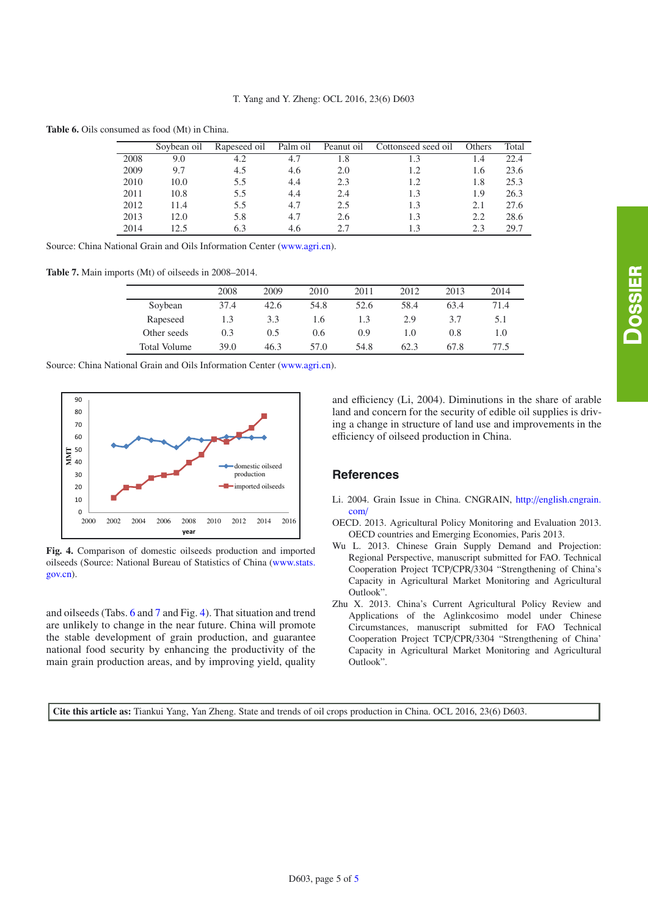**Table 6.** Oils consumed as food (Mt) in China.

| | Soybean oil | Rapeseed oil | Palm oil | Peanut oil | Cottonseed seed oil | Others | Total |
|---|---|---|---|---|---|---|---|
| 2008 | 9.0 | 4.2 | 4.7 | 1.8 | 1.3 | 1.4 | 22.4 |
| 2009 | 9.7 | 4.5 | 4.6 | 2.0 | 1.2 | 1.6 | 23.6 |
| 2010 | 10.0 | 5.5 | 4.4 | 2.3 | 1.2 | 1.8 | 25.3 |
| 2011 | 10.8 | 5.5 | 4.4 | 2.4 | 1.3 | 1.9 | 26.3 |
| 2012 | 11.4 | 5.5 | 4.7 | 2.5 | 1.3 | 2.1 | 27.6 |
| 2013 | 12.0 | 5.8 | 4.7 | 2.6 | 1.3 | 2.2 | 28.6 |
| 2014 | 12.5 | 6.3 | 4.6 | 2.7 | 1.3 | 2.3 | 29.7 |

Source: China National Grain and Oils Information Center (www.agri.cn).

**Table 7.** Main imports (Mt) of oilseeds in 2008–2014.

| | 2008 | 2009 | 2010 | 2011 | 2012 | 2013 | 2014 |
|---|---|---|---|---|---|---|---|
| Soybean | 37.4 | 42.6 | 54.8 | 52.6 | 58.4 | 63.4 | 71.4 |
| Rapeseed | 1.3 | 3.3 | 1.6 | 1.3 | 2.9 | 3.7 | 5.1 |
| Other seeds | 0.3 | 0.5 | 0.6 | 0.9 | 1.0 | 0.8 | 1.0 |
| Total Volume | 39.0 | 46.3 | 57.0 | 54.8 | 62.3 | 67.8 | 77.5 |

Source: China National Grain and Oils Information Center (www.agri.cn).

MMT
90
80
70
60
50
40
30
20
10
0
2000 2002 2004 2006 2008 2010 2012 2014 2016
year
domestic oilseed production
imported oilseeds

**Fig. 4.** Comparison of domestic oilseeds production and imported oilseeds (Source: National Bureau of Statistics of China (www.stats.gov.cn).

and oilseeds (Tabs. 6 and 7 and Fig. 4). That situation and trend are unlikely to change in the near future. China will promote the stable development of grain production, and guarantee national food security by enhancing the productivity of the main grain production areas, and by improving yield, quality and efficiency (Li, 2004). Diminutions in the share of arable land and concern for the security of edible oil supplies is driving a change in structure of land use and improvements in the efficiency of oilseed production in China.

## References

Li. 2004. Grain Issue in China. CNGRAIN, http://english.cngrain.com/

OECD. 2013. Agricultural Policy Monitoring and Evaluation 2013. OECD countries and Emerging Economies, Paris 2013.

Wu L. 2013. Chinese Grain Supply Demand and Projection: Regional Perspective, manuscript submitted for FAO. Technical Cooperation Project TCP/CPR/3304 "Strengthening of China's Capacity in Agricultural Market Monitoring and Agricultural Outlook".

Zhu X. 2013. China's Current Agricultural Policy Review and Applications of the Aglinkcosimo model under Chinese Circumstances, manuscript submitted for FAO Technical Cooperation Project TCP/CPR/3304 "Strengthening of China' Capacity in Agricultural Market Monitoring and Agricultural Outlook".

**Cite this article as:** Tiankui Yang, Yan Zheng. State and trends of oil crops production in China. OCL 2016, 23(6) D603.